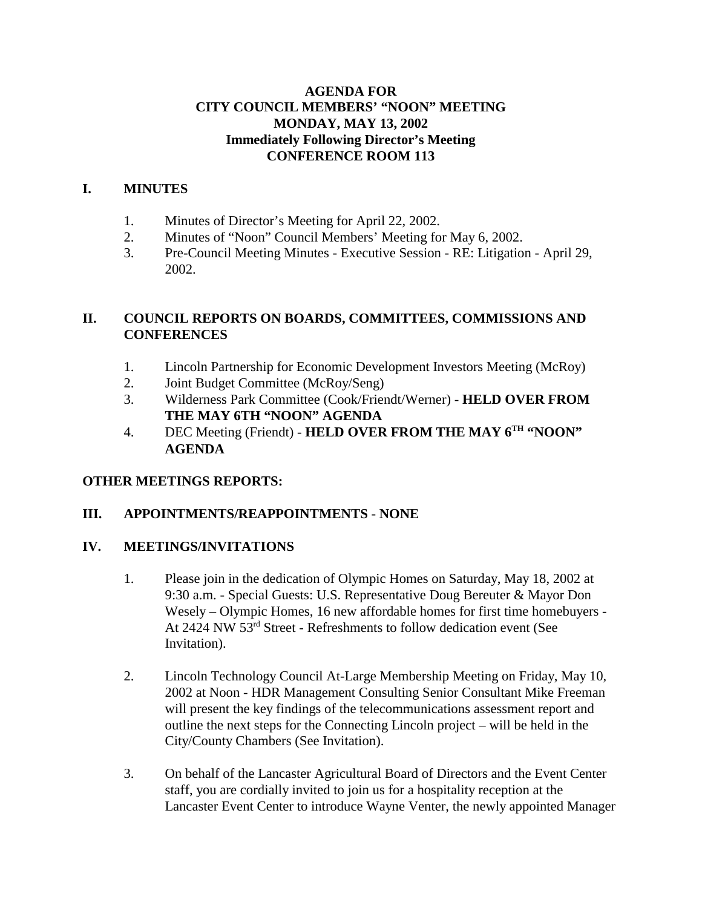**AGENDA FOR**
**CITY COUNCIL MEMBERS' "NOON" MEETING**
**MONDAY, MAY 13, 2002**
**Immediately Following Director's Meeting**
**CONFERENCE ROOM 113**

## I. MINUTES

1. Minutes of Director's Meeting for April 22, 2002.
2. Minutes of "Noon" Council Members' Meeting for May 6, 2002.
3. Pre-Council Meeting Minutes - Executive Session - RE: Litigation - April 29, 2002.

## II. COUNCIL REPORTS ON BOARDS, COMMITTEES, COMMISSIONS AND CONFERENCES

1. Lincoln Partnership for Economic Development Investors Meeting (McRoy)
2. Joint Budget Committee (McRoy/Seng)
3. Wilderness Park Committee (Cook/Friendt/Werner) - **HELD OVER FROM THE MAY 6TH "NOON" AGENDA**
4. DEC Meeting (Friendt) - **HELD OVER FROM THE MAY 6TH "NOON" AGENDA**

## OTHER MEETINGS REPORTS:

## III. APPOINTMENTS/REAPPOINTMENTS - NONE

## IV. MEETINGS/INVITATIONS

1. Please join in the dedication of Olympic Homes on Saturday, May 18, 2002 at 9:30 a.m. - Special Guests: U.S. Representative Doug Bereuter & Mayor Don Wesely – Olympic Homes, 16 new affordable homes for first time homebuyers - At 2424 NW 53rd Street - Refreshments to follow dedication event (See Invitation).

2. Lincoln Technology Council At-Large Membership Meeting on Friday, May 10, 2002 at Noon - HDR Management Consulting Senior Consultant Mike Freeman will present the key findings of the telecommunications assessment report and outline the next steps for the Connecting Lincoln project – will be held in the City/County Chambers (See Invitation).

3. On behalf of the Lancaster Agricultural Board of Directors and the Event Center staff, you are cordially invited to join us for a hospitality reception at the Lancaster Event Center to introduce Wayne Venter, the newly appointed Manager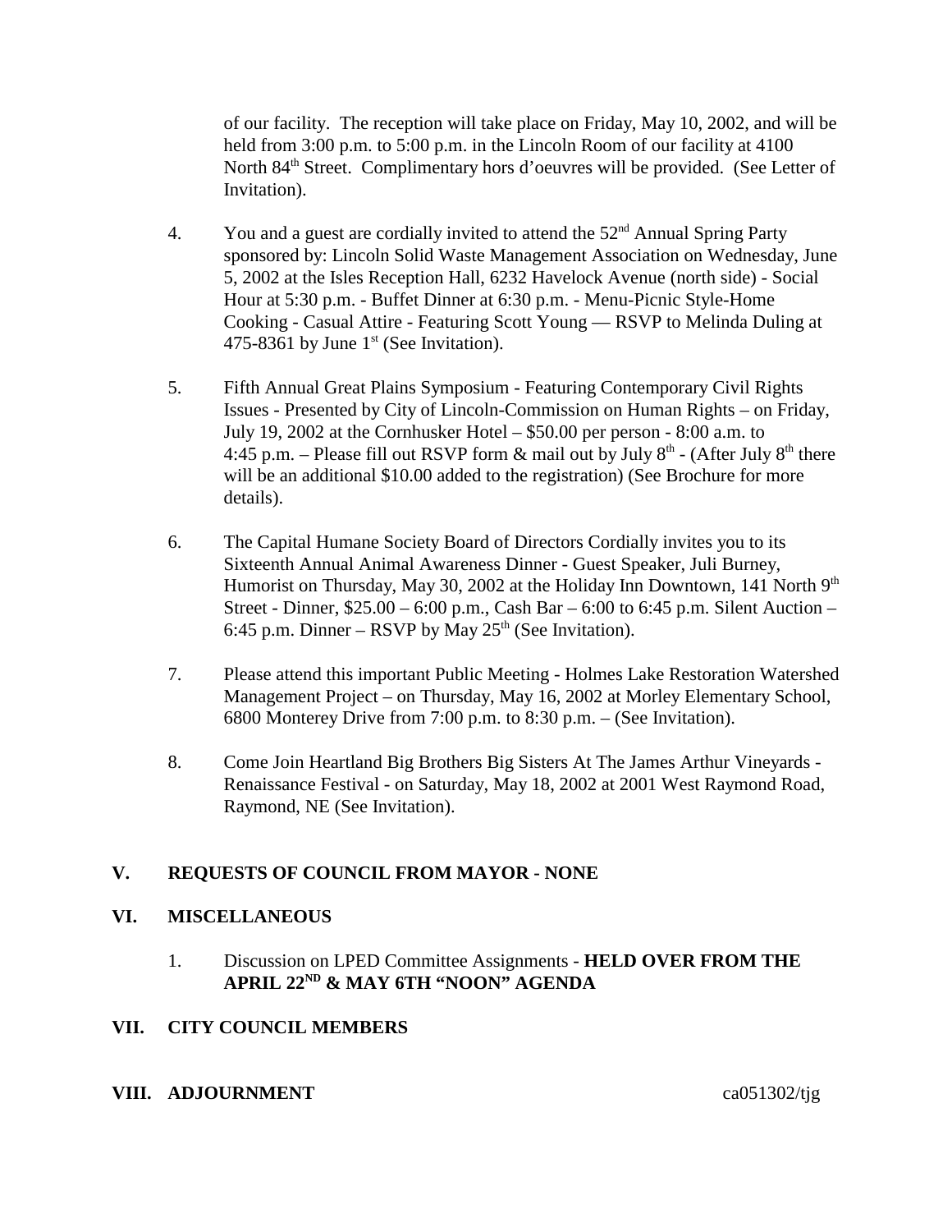of our facility. The reception will take place on Friday, May 10, 2002, and will be held from 3:00 p.m. to 5:00 p.m. in the Lincoln Room of our facility at 4100 North 84th Street. Complimentary hors d'oeuvres will be provided. (See Letter of Invitation).

4. You and a guest are cordially invited to attend the 52nd Annual Spring Party sponsored by: Lincoln Solid Waste Management Association on Wednesday, June 5, 2002 at the Isles Reception Hall, 6232 Havelock Avenue (north side) - Social Hour at 5:30 p.m. - Buffet Dinner at 6:30 p.m. - Menu-Picnic Style-Home Cooking - Casual Attire - Featuring Scott Young — RSVP to Melinda Duling at 475-8361 by June 1st (See Invitation).

5. Fifth Annual Great Plains Symposium - Featuring Contemporary Civil Rights Issues - Presented by City of Lincoln-Commission on Human Rights – on Friday, July 19, 2002 at the Cornhusker Hotel – $50.00 per person - 8:00 a.m. to 4:45 p.m. – Please fill out RSVP form & mail out by July 8th - (After July 8th there will be an additional $10.00 added to the registration) (See Brochure for more details).

6. The Capital Humane Society Board of Directors Cordially invites you to its Sixteenth Annual Animal Awareness Dinner - Guest Speaker, Juli Burney, Humorist on Thursday, May 30, 2002 at the Holiday Inn Downtown, 141 North 9th Street - Dinner, $25.00 – 6:00 p.m., Cash Bar – 6:00 to 6:45 p.m. Silent Auction – 6:45 p.m. Dinner – RSVP by May 25th (See Invitation).

7. Please attend this important Public Meeting - Holmes Lake Restoration Watershed Management Project – on Thursday, May 16, 2002 at Morley Elementary School, 6800 Monterey Drive from 7:00 p.m. to 8:30 p.m. – (See Invitation).

8. Come Join Heartland Big Brothers Big Sisters At The James Arthur Vineyards - Renaissance Festival - on Saturday, May 18, 2002 at 2001 West Raymond Road, Raymond, NE (See Invitation).

## V. REQUESTS OF COUNCIL FROM MAYOR - NONE

## VI. MISCELLANEOUS

1. Discussion on LPED Committee Assignments - **HELD OVER FROM THE APRIL 22ND & MAY 6TH "NOON" AGENDA**

## VII. CITY COUNCIL MEMBERS

## VIII. ADJOURNMENT

ca051302/tjg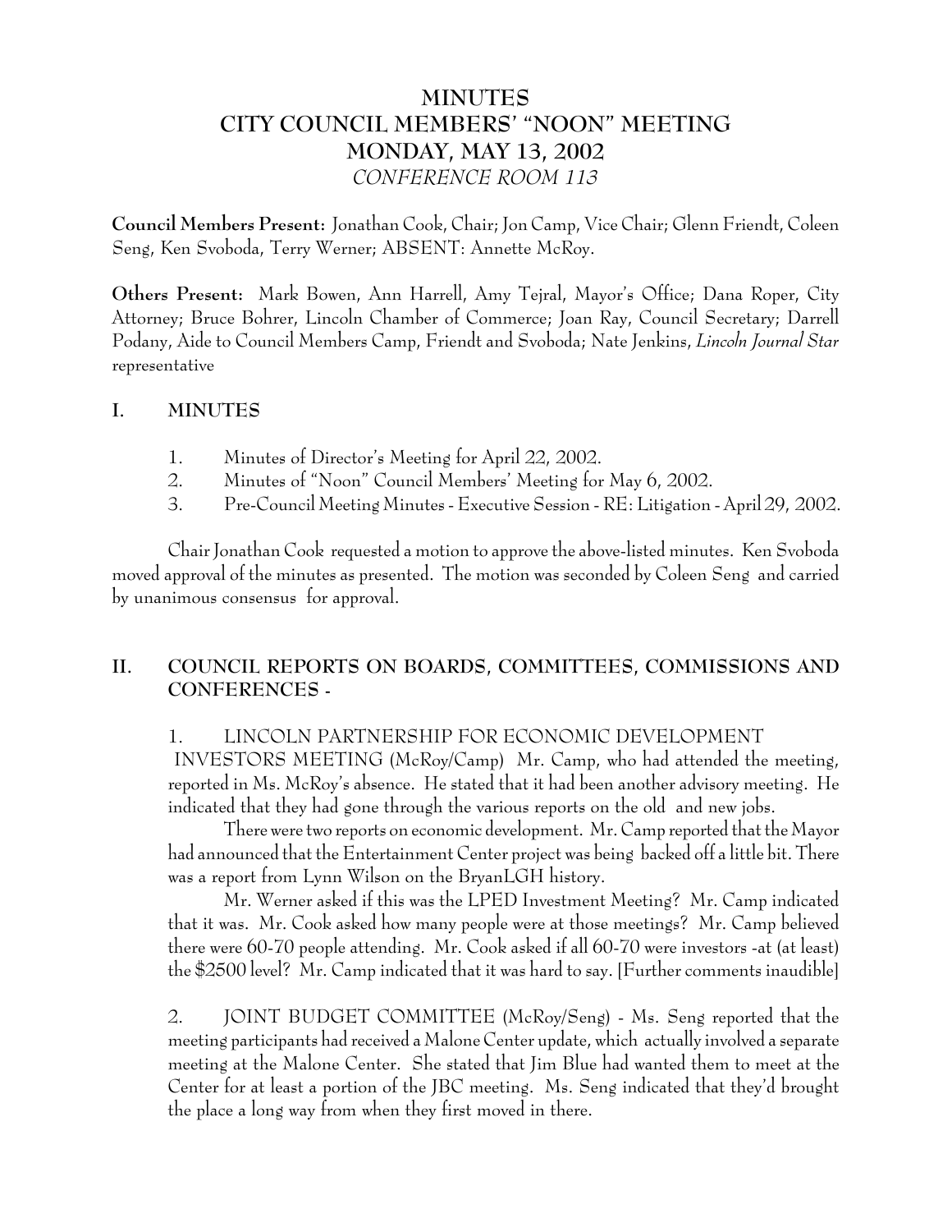# MINUTES
# CITY COUNCIL MEMBERS' "NOON" MEETING
# MONDAY, MAY 13, 2002
*CONFERENCE ROOM 113*

**Council Members Present:** Jonathan Cook, Chair; Jon Camp, Vice Chair; Glenn Friendt, Coleen Seng, Ken Svoboda, Terry Werner; ABSENT: Annette McRoy.

**Others Present:** Mark Bowen, Ann Harrell, Amy Tejral, Mayor's Office; Dana Roper, City Attorney; Bruce Bohrer, Lincoln Chamber of Commerce; Joan Ray, Council Secretary; Darrell Podany, Aide to Council Members Camp, Friendt and Svoboda; Nate Jenkins, *Lincoln Journal Star* representative

## I. MINUTES

1. Minutes of Director's Meeting for April 22, 2002.
2. Minutes of "Noon" Council Members' Meeting for May 6, 2002.
3. Pre-Council Meeting Minutes - Executive Session - RE: Litigation - April 29, 2002.

Chair Jonathan Cook requested a motion to approve the above-listed minutes. Ken Svoboda moved approval of the minutes as presented. The motion was seconded by Coleen Seng and carried by unanimous consensus for approval.

## II. COUNCIL REPORTS ON BOARDS, COMMITTEES, COMMISSIONS AND CONFERENCES -

1. LINCOLN PARTNERSHIP FOR ECONOMIC DEVELOPMENT INVESTORS MEETING (McRoy/Camp) Mr. Camp, who had attended the meeting, reported in Ms. McRoy's absence. He stated that it had been another advisory meeting. He indicated that they had gone through the various reports on the old and new jobs.

There were two reports on economic development. Mr. Camp reported that the Mayor had announced that the Entertainment Center project was being backed off a little bit. There was a report from Lynn Wilson on the BryanLGH history.

Mr. Werner asked if this was the LPED Investment Meeting? Mr. Camp indicated that it was. Mr. Cook asked how many people were at those meetings? Mr. Camp believed there were 60-70 people attending. Mr. Cook asked if all 60-70 were investors -at (at least) the $2500 level? Mr. Camp indicated that it was hard to say. [Further comments inaudible]

2. JOINT BUDGET COMMITTEE (McRoy/Seng) - Ms. Seng reported that the meeting participants had received a Malone Center update, which actually involved a separate meeting at the Malone Center. She stated that Jim Blue had wanted them to meet at the Center for at least a portion of the JBC meeting. Ms. Seng indicated that they'd brought the place a long way from when they first moved in there.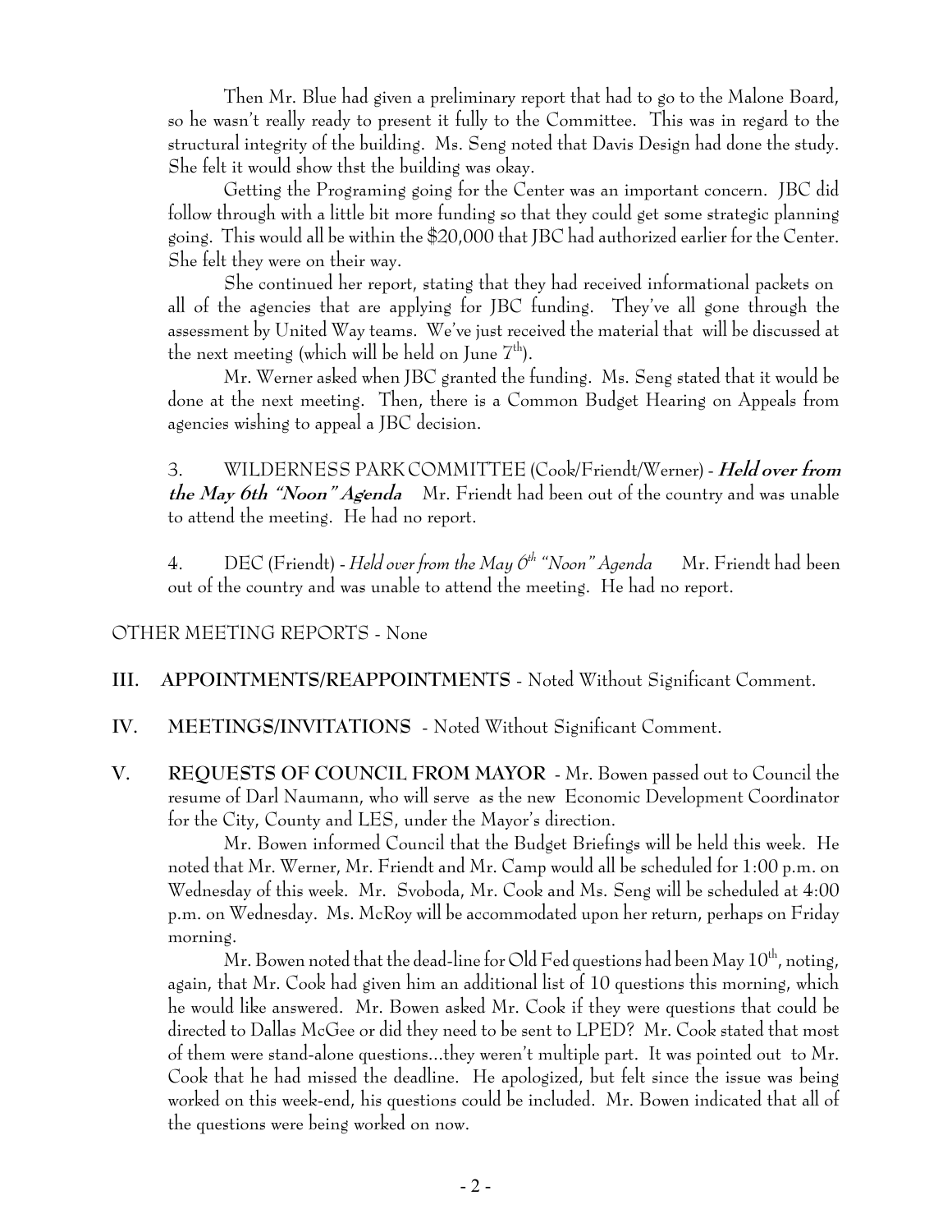Then Mr. Blue had given a preliminary report that had to go to the Malone Board, so he wasn't really ready to present it fully to the Committee. This was in regard to the structural integrity of the building. Ms. Seng noted that Davis Design had done the study. She felt it would show thst the building was okay.

Getting the Programing going for the Center was an important concern. JBC did follow through with a little bit more funding so that they could get some strategic planning going. This would all be within the $20,000 that JBC had authorized earlier for the Center. She felt they were on their way.

She continued her report, stating that they had received informational packets on all of the agencies that are applying for JBC funding. They've all gone through the assessment by United Way teams. We've just received the material that will be discussed at the next meeting (which will be held on June 7th).

Mr. Werner asked when JBC granted the funding. Ms. Seng stated that it would be done at the next meeting. Then, there is a Common Budget Hearing on Appeals from agencies wishing to appeal a JBC decision.

3. WILDERNESS PARK COMMITTEE (Cook/Friendt/Werner) - ***Held over from the May 6th "Noon" Agenda*** Mr. Friendt had been out of the country and was unable to attend the meeting. He had no report.

4. DEC (Friendt) - *Held over from the May 6th "Noon" Agenda* Mr. Friendt had been out of the country and was unable to attend the meeting. He had no report.

OTHER MEETING REPORTS - None

**III. APPOINTMENTS/REAPPOINTMENTS** - Noted Without Significant Comment.

**IV. MEETINGS/INVITATIONS** - Noted Without Significant Comment.

**V. REQUESTS OF COUNCIL FROM MAYOR** - Mr. Bowen passed out to Council the resume of Darl Naumann, who will serve as the new Economic Development Coordinator for the City, County and LES, under the Mayor's direction.

Mr. Bowen informed Council that the Budget Briefings will be held this week. He noted that Mr. Werner, Mr. Friendt and Mr. Camp would all be scheduled for 1:00 p.m. on Wednesday of this week. Mr. Svoboda, Mr. Cook and Ms. Seng will be scheduled at 4:00 p.m. on Wednesday. Ms. McRoy will be accommodated upon her return, perhaps on Friday morning.

Mr. Bowen noted that the dead-line for Old Fed questions had been May 10th, noting, again, that Mr. Cook had given him an additional list of 10 questions this morning, which he would like answered. Mr. Bowen asked Mr. Cook if they were questions that could be directed to Dallas McGee or did they need to be sent to LPED? Mr. Cook stated that most of them were stand-alone questions...they weren't multiple part. It was pointed out to Mr. Cook that he had missed the deadline. He apologized, but felt since the issue was being worked on this week-end, his questions could be included. Mr. Bowen indicated that all of the questions were being worked on now.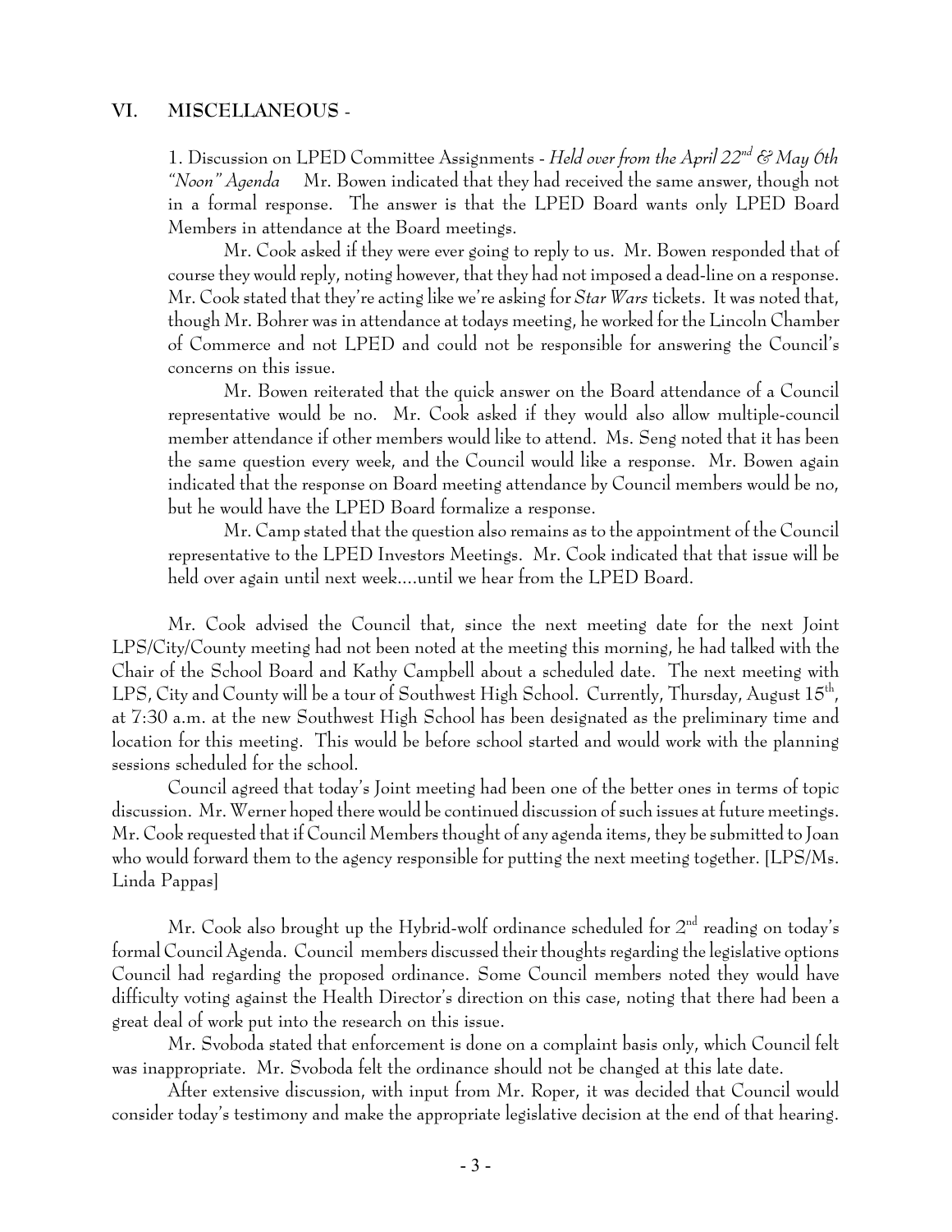## VI. MISCELLANEOUS -

1. Discussion on LPED Committee Assignments - *Held over from the April 22nd & May 6th "Noon" Agenda* Mr. Bowen indicated that they had received the same answer, though not in a formal response. The answer is that the LPED Board wants only LPED Board Members in attendance at the Board meetings.

Mr. Cook asked if they were ever going to reply to us. Mr. Bowen responded that of course they would reply, noting however, that they had not imposed a dead-line on a response. Mr. Cook stated that they're acting like we're asking for *Star Wars* tickets. It was noted that, though Mr. Bohrer was in attendance at todays meeting, he worked for the Lincoln Chamber of Commerce and not LPED and could not be responsible for answering the Council's concerns on this issue.

Mr. Bowen reiterated that the quick answer on the Board attendance of a Council representative would be no. Mr. Cook asked if they would also allow multiple-council member attendance if other members would like to attend. Ms. Seng noted that it has been the same question every week, and the Council would like a response. Mr. Bowen again indicated that the response on Board meeting attendance by Council members would be no, but he would have the LPED Board formalize a response.

Mr. Camp stated that the question also remains as to the appointment of the Council representative to the LPED Investors Meetings. Mr. Cook indicated that that issue will be held over again until next week....until we hear from the LPED Board.

Mr. Cook advised the Council that, since the next meeting date for the next Joint LPS/City/County meeting had not been noted at the meeting this morning, he had talked with the Chair of the School Board and Kathy Campbell about a scheduled date. The next meeting with LPS, City and County will be a tour of Southwest High School. Currently, Thursday, August 15th, at 7:30 a.m. at the new Southwest High School has been designated as the preliminary time and location for this meeting. This would be before school started and would work with the planning sessions scheduled for the school.

Council agreed that today's Joint meeting had been one of the better ones in terms of topic discussion. Mr. Werner hoped there would be continued discussion of such issues at future meetings. Mr. Cook requested that if Council Members thought of any agenda items, they be submitted to Joan who would forward them to the agency responsible for putting the next meeting together. [LPS/Ms. Linda Pappas]

Mr. Cook also brought up the Hybrid-wolf ordinance scheduled for 2nd reading on today's formal Council Agenda. Council members discussed their thoughts regarding the legislative options Council had regarding the proposed ordinance. Some Council members noted they would have difficulty voting against the Health Director's direction on this case, noting that there had been a great deal of work put into the research on this issue.

Mr. Svoboda stated that enforcement is done on a complaint basis only, which Council felt was inappropriate. Mr. Svoboda felt the ordinance should not be changed at this late date.

After extensive discussion, with input from Mr. Roper, it was decided that Council would consider today's testimony and make the appropriate legislative decision at the end of that hearing.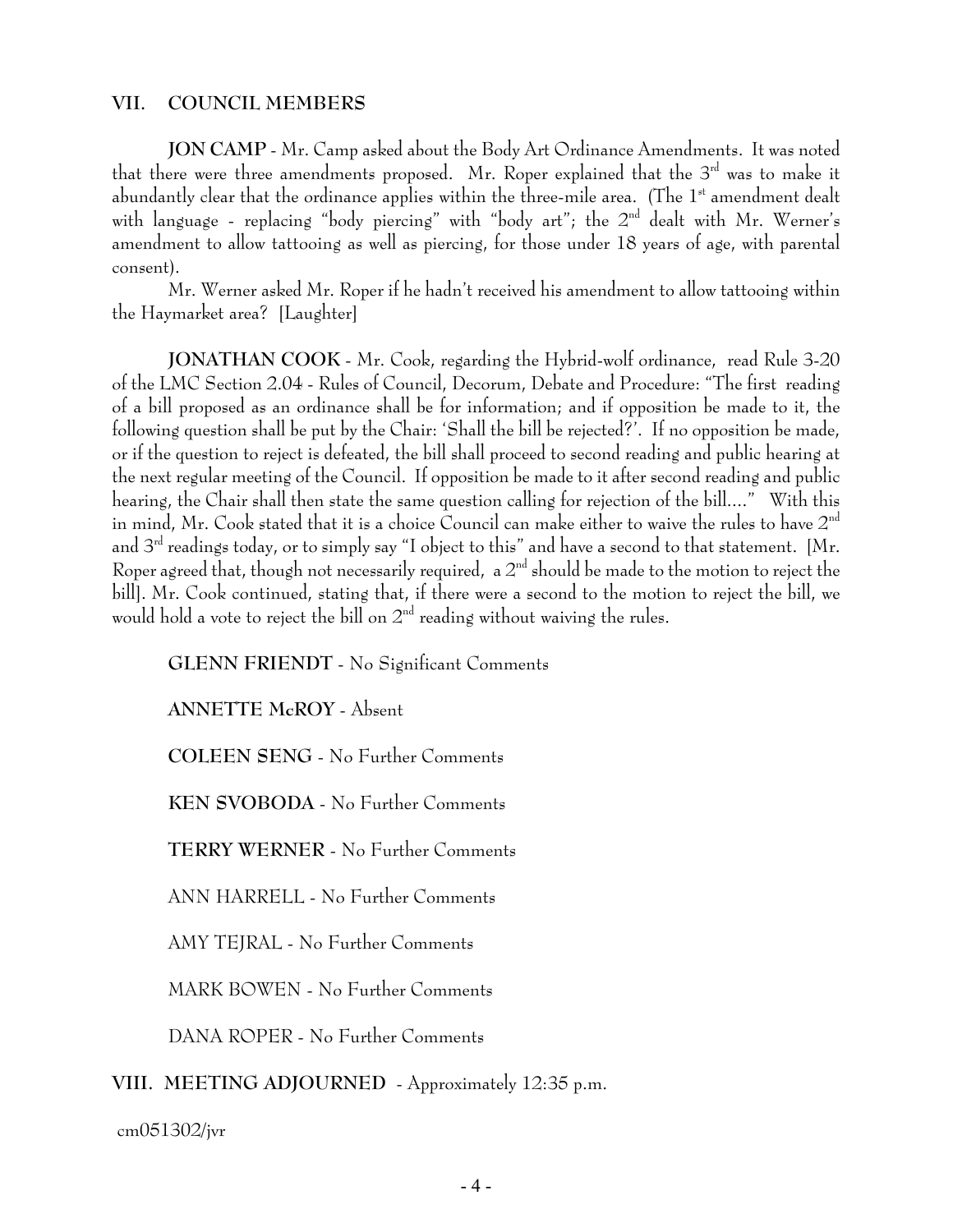## VII. COUNCIL MEMBERS

**JON CAMP** - Mr. Camp asked about the Body Art Ordinance Amendments. It was noted that there were three amendments proposed. Mr. Roper explained that the 3rd was to make it abundantly clear that the ordinance applies within the three-mile area. (The 1st amendment dealt with language - replacing "body piercing" with "body art"; the 2nd dealt with Mr. Werner's amendment to allow tattooing as well as piercing, for those under 18 years of age, with parental consent).

Mr. Werner asked Mr. Roper if he hadn't received his amendment to allow tattooing within the Haymarket area? [Laughter]

**JONATHAN COOK** - Mr. Cook, regarding the Hybrid-wolf ordinance, read Rule 3-20 of the LMC Section 2.04 - Rules of Council, Decorum, Debate and Procedure: "The first reading of a bill proposed as an ordinance shall be for information; and if opposition be made to it, the following question shall be put by the Chair: 'Shall the bill be rejected?'. If no opposition be made, or if the question to reject is defeated, the bill shall proceed to second reading and public hearing at the next regular meeting of the Council. If opposition be made to it after second reading and public hearing, the Chair shall then state the same question calling for rejection of the bill...." With this in mind, Mr. Cook stated that it is a choice Council can make either to waive the rules to have 2nd and 3rd readings today, or to simply say "I object to this" and have a second to that statement. [Mr. Roper agreed that, though not necessarily required, a 2nd should be made to the motion to reject the bill]. Mr. Cook continued, stating that, if there were a second to the motion to reject the bill, we would hold a vote to reject the bill on 2nd reading without waiving the rules.

**GLENN FRIENDT** - No Significant Comments

**ANNETTE McROY** - Absent

**COLEEN SENG** - No Further Comments

**KEN SVOBODA** - No Further Comments

**TERRY WERNER** - No Further Comments

ANN HARRELL - No Further Comments

AMY TEJRAL - No Further Comments

MARK BOWEN - No Further Comments

DANA ROPER - No Further Comments

## VIII. MEETING ADJOURNED - Approximately 12:35 p.m.

cm051302/jvr